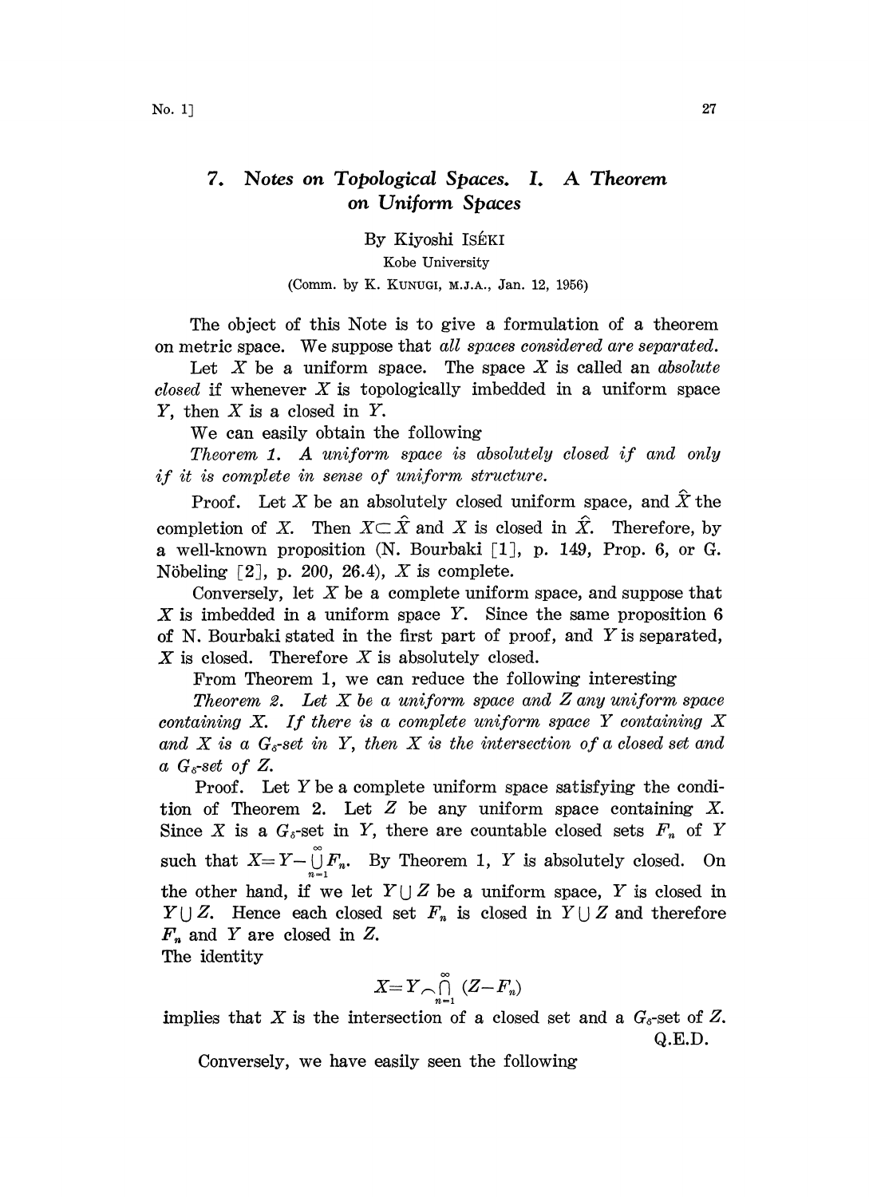# 7. Notes on Topological Spaces. I. A Theorem on Uniform Spaces

By Kiyoshi ISÉKI

Kobe University

(Comm. by K. KUNUGI, M.J.A., Jan. 12, 1956)

The object of this Note is to give a formulation of a theorem on metric space. We suppose that *all spaces considered are separated.*

Let $X$ be a uniform space. The space $X$ is called an *absolute closed* if whenever $X$ is topologically imbedded in a uniform space $Y$, then $X$ is a closed in $Y$.

We can easily obtain the following

*Theorem 1. A uniform space is absolutely closed if and only if it is complete in sense of uniform structure.*

Proof. Let $X$ be an absolutely closed uniform space, and $\hat{X}$ the completion of $X$. Then $X \subset \hat{X}$ and $X$ is closed in $\hat{X}$. Therefore, by a well-known proposition (N. Bourbaki [1], p. 149, Prop. 6, or G. Nöbeling [2], p. 200, 26.4), $X$ is complete.

Conversely, let $X$ be a complete uniform space, and suppose that $X$ is imbedded in a uniform space $Y$. Since the same proposition 6 of N. Bourbaki stated in the first part of proof, and $Y$ is separated, $X$ is closed. Therefore $X$ is absolutely closed.

From Theorem 1, we can reduce the following interesting

*Theorem 2. Let $X$ be a uniform space and $Z$ any uniform space containing $X$. If there is a complete uniform space $Y$ containing $X$ and $X$ is a $G_\delta$-set in $Y$, then $X$ is the intersection of a closed set and a $G_\delta$-set of $Z$.*

Proof. Let $Y$ be a complete uniform space satisfying the condition of Theorem 2. Let $Z$ be any uniform space containing $X$. Since $X$ is a $G_\delta$-set in $Y$, there are countable closed sets $F_n$ of $Y$ such that $X = Y - \bigcup_{n=1}^{\infty} F_n$. By Theorem 1, $Y$ is absolutely closed. On the other hand, if we let $Y \cup Z$ be a uniform space, $Y$ is closed in $Y \cup Z$. Hence each closed set $F_n$ is closed in $Y \cup Z$ and therefore $F_n$ and $Y$ are closed in $Z$.

The identity

$$X = Y \frown \bigcap_{n=1}^{\infty} (Z - F_n)$$

implies that $X$ is the intersection of a closed set and a $G_\delta$-set of $Z$.

Q.E.D.

Conversely, we have easily seen the following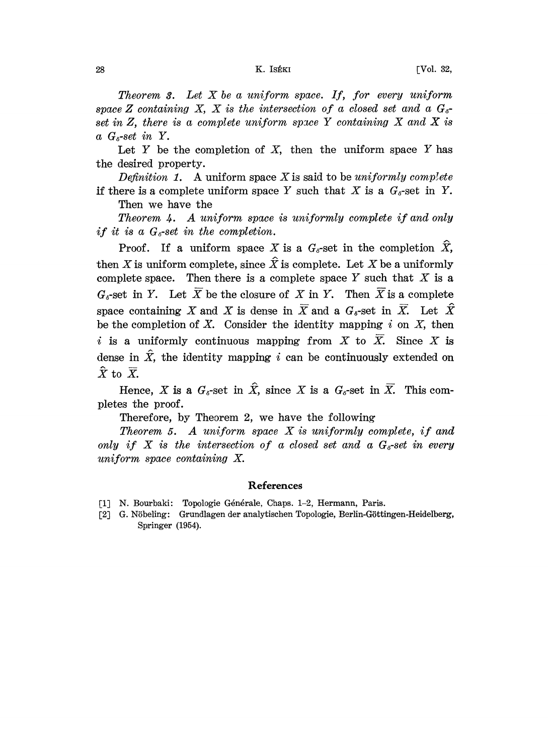*Theorem 3. Let $X$ be a uniform space. If, for every uniform space $Z$ containing $X$, $X$ is the intersection of a closed set and a $G_\delta$-set in $Z$, there is a complete uniform space $Y$ containing $X$ and $X$ is a $G_\delta$-set in $Y$.*

Let $Y$ be the completion of $X$, then the uniform space $Y$ has the desired property.

*Definition 1.* A uniform space $X$ is said to be *uniformly complete* if there is a complete uniform space $Y$ such that $X$ is a $G_\delta$-set in $Y$.

Then we have the

*Theorem 4. A uniform space is uniformly complete if and only if it is a $G_\delta$-set in the completion.*

Proof. If a uniform space $X$ is a $G_\delta$-set in the completion $\hat{X}$, then $X$ is uniform complete, since $\hat{X}$ is complete. Let $X$ be a uniformly complete space. Then there is a complete space $Y$ such that $X$ is a $G_\delta$-set in $Y$. Let $\overline{X}$ be the closure of $X$ in $Y$. Then $\overline{X}$ is a complete space containing $X$ and $X$ is dense in $\overline{X}$ and a $G_\delta$-set in $\overline{X}$. Let $\hat{X}$ be the completion of $X$. Consider the identity mapping $i$ on $X$, then $i$ is a uniformly continuous mapping from $X$ to $\overline{X}$. Since $X$ is dense in $\hat{X}$, the identity mapping $i$ can be continuously extended on $\hat{X}$ to $\overline{X}$.

Hence, $X$ is a $G_\delta$-set in $\hat{X}$, since $X$ is a $G_\delta$-set in $\overline{X}$. This completes the proof.

Therefore, by Theorem 2, we have the following

*Theorem 5. A uniform space $X$ is uniformly complete, if and only if $X$ is the intersection of a closed set and a $G_\delta$-set in every uniform space containing $X$.*

## References

[1] N. Bourbaki: Topologie Générale, Chaps. 1–2, Hermann, Paris.

[2] G. Nöbeling: Grundlagen der analytischen Topologie, Berlin-Göttingen-Heidelberg, Springer (1954).